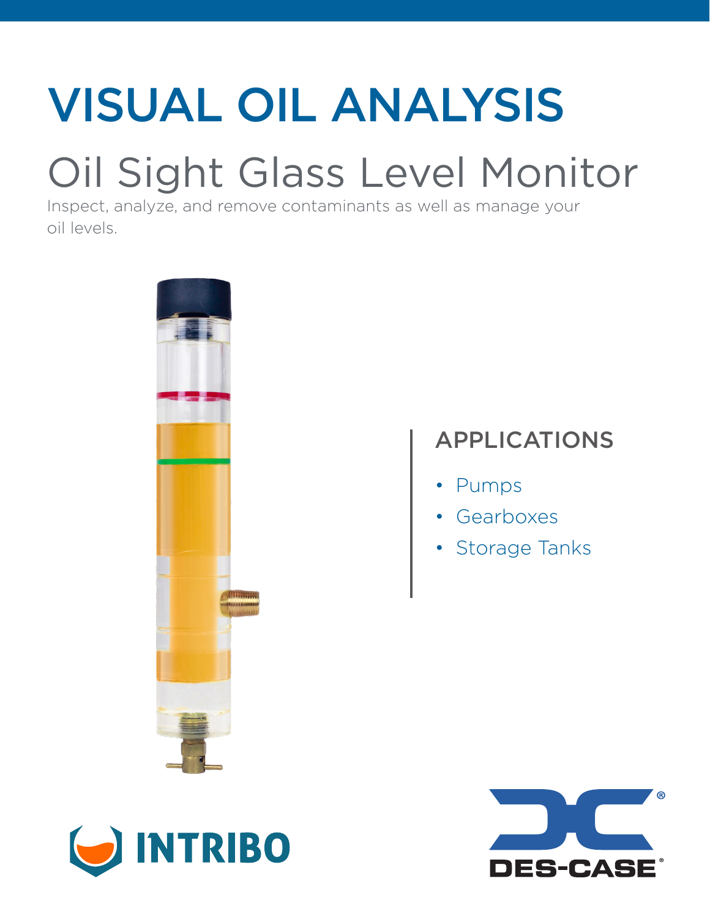# VISUAL OIL ANALYSIS

## Oil Sight Glass Level Monitor

Inspect, analyze, and remove contaminants as well as manage your oil levels.

### APPLICATIONS

- Pumps
- Gearboxes
- Storage Tanks

INTRIBO

DES-CASE®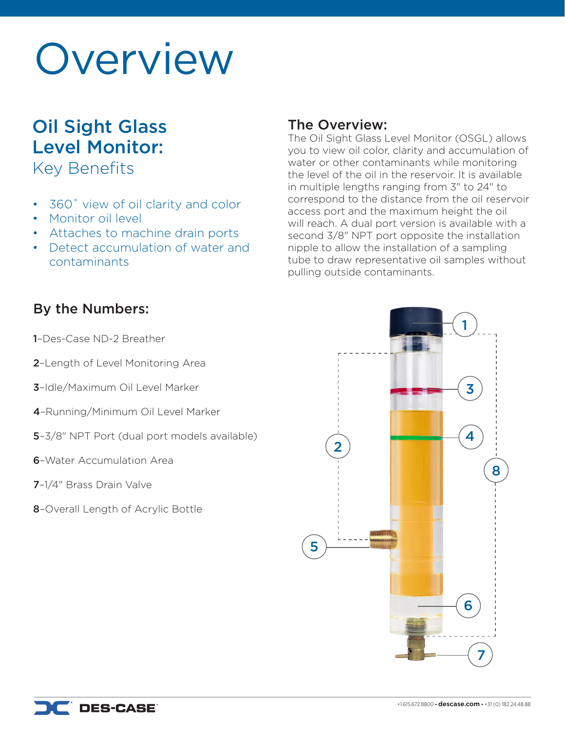# Overview

## Oil Sight Glass Level Monitor:

### Key Benefits

- 360˚ view of oil clarity and color
- Monitor oil level
- Attaches to machine drain ports
- Detect accumulation of water and contaminants

## The Overview:

The Oil Sight Glass Level Monitor (OSGL) allows you to view oil color, clarity and accumulation of water or other contaminants while monitoring the level of the oil in the reservoir. It is available in multiple lengths ranging from 3" to 24" to correspond to the distance from the oil reservoir access port and the maximum height the oil will reach. A dual port version is available with a second 3/8" NPT port opposite the installation nipple to allow the installation of a sampling tube to draw representative oil samples without pulling outside contaminants.

## By the Numbers:

**1**–Des-Case ND-2 Breather

**2**–Length of Level Monitoring Area

**3**–Idle/Maximum Oil Level Marker

**4**–Running/Minimum Oil Level Marker

**5**–3/8" NPT Port (dual port models available)

**6**–Water Accumulation Area

**7**–1/4" Brass Drain Valve

**8**–Overall Length of Acrylic Bottle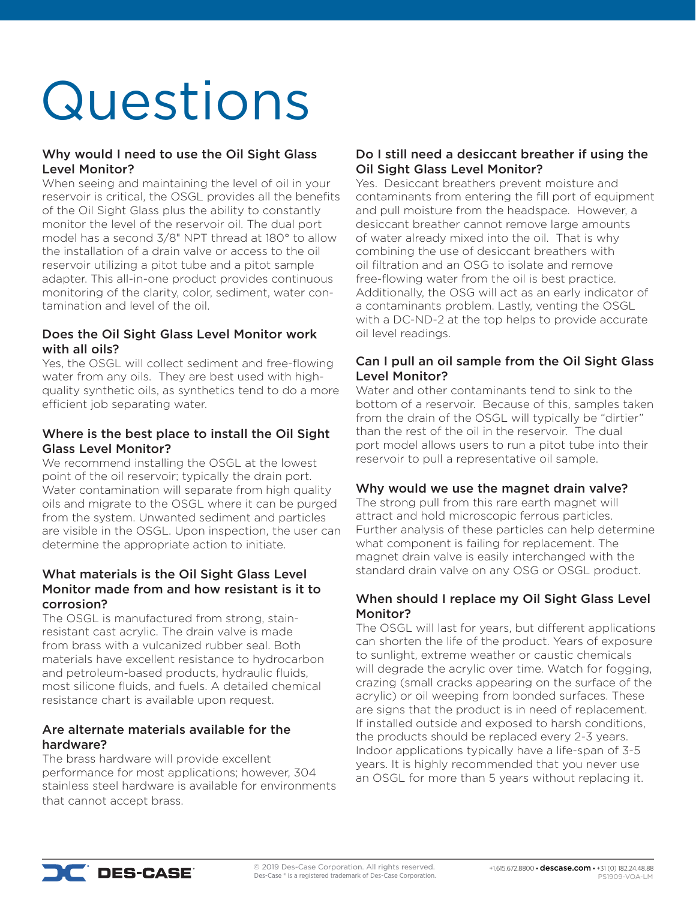# Questions

### Why would I need to use the Oil Sight Glass Level Monitor?

When seeing and maintaining the level of oil in your reservoir is critical, the OSGL provides all the benefits of the Oil Sight Glass plus the ability to constantly monitor the level of the reservoir oil. The dual port model has a second 3/8" NPT thread at 180° to allow the installation of a drain valve or access to the oil reservoir utilizing a pitot tube and a pitot sample adapter. This all-in-one product provides continuous monitoring of the clarity, color, sediment, water contamination and level of the oil.

### Does the Oil Sight Glass Level Monitor work with all oils?

Yes, the OSGL will collect sediment and free-flowing water from any oils. They are best used with high-quality synthetic oils, as synthetics tend to do a more efficient job separating water.

### Where is the best place to install the Oil Sight Glass Level Monitor?

We recommend installing the OSGL at the lowest point of the oil reservoir; typically the drain port. Water contamination will separate from high quality oils and migrate to the OSGL where it can be purged from the system. Unwanted sediment and particles are visible in the OSGL. Upon inspection, the user can determine the appropriate action to initiate.

### What materials is the Oil Sight Glass Level Monitor made from and how resistant is it to corrosion?

The OSGL is manufactured from strong, stain-resistant cast acrylic. The drain valve is made from brass with a vulcanized rubber seal. Both materials have excellent resistance to hydrocarbon and petroleum-based products, hydraulic fluids, most silicone fluids, and fuels. A detailed chemical resistance chart is available upon request.

### Are alternate materials available for the hardware?

The brass hardware will provide excellent performance for most applications; however, 304 stainless steel hardware is available for environments that cannot accept brass.

### Do I still need a desiccant breather if using the Oil Sight Glass Level Monitor?

Yes. Desiccant breathers prevent moisture and contaminants from entering the fill port of equipment and pull moisture from the headspace. However, a desiccant breather cannot remove large amounts of water already mixed into the oil. That is why combining the use of desiccant breathers with oil filtration and an OSG to isolate and remove free-flowing water from the oil is best practice. Additionally, the OSG will act as an early indicator of a contaminants problem. Lastly, venting the OSGL with a DC-ND-2 at the top helps to provide accurate oil level readings.

### Can I pull an oil sample from the Oil Sight Glass Level Monitor?

Water and other contaminants tend to sink to the bottom of a reservoir. Because of this, samples taken from the drain of the OSGL will typically be "dirtier" than the rest of the oil in the reservoir. The dual port model allows users to run a pitot tube into their reservoir to pull a representative oil sample.

### Why would we use the magnet drain valve?

The strong pull from this rare earth magnet will attract and hold microscopic ferrous particles. Further analysis of these particles can help determine what component is failing for replacement. The magnet drain valve is easily interchanged with the standard drain valve on any OSG or OSGL product.

### When should I replace my Oil Sight Glass Level Monitor?

The OSGL will last for years, but different applications can shorten the life of the product. Years of exposure to sunlight, extreme weather or caustic chemicals will degrade the acrylic over time. Watch for fogging, crazing (small cracks appearing on the surface of the acrylic) or oil weeping from bonded surfaces. These are signs that the product is in need of replacement. If installed outside and exposed to harsh conditions, the products should be replaced every 2-3 years. Indoor applications typically have a life-span of 3-5 years. It is highly recommended that you never use an OSGL for more than 5 years without replacing it.

DES-CASE

© 2019 Des-Case Corporation. All rights reserved.
Des-Case ® is a registered trademark of Des-Case Corporation.

+1.615.672.8800 • descase.com • +31 (0) 182.24.48.88
PS1909-VOA-LM